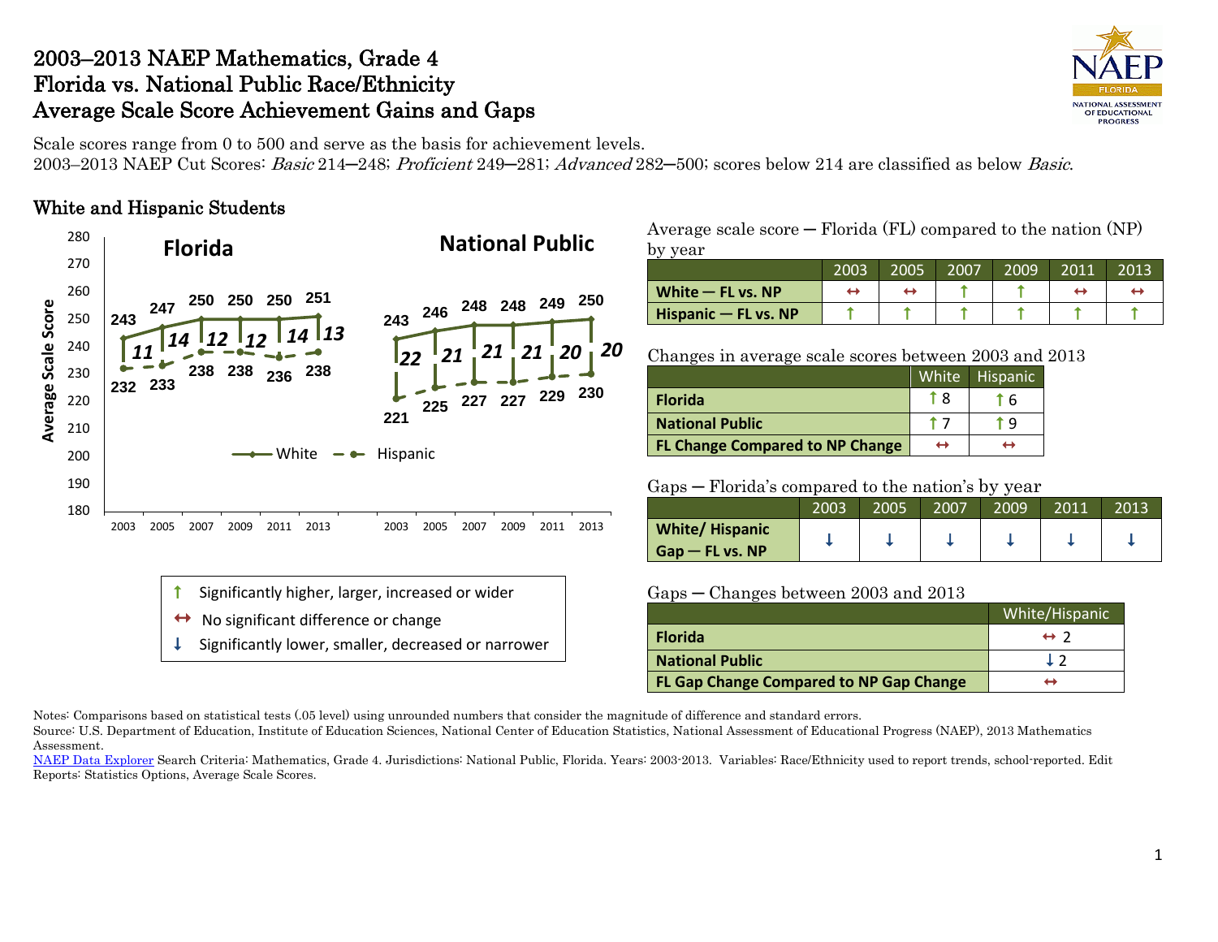# 2003–2013 NAEP Mathematics, Grade 4
# Florida vs. National Public Race/Ethnicity
# Average Scale Score Achievement Gains and Gaps

Scale scores range from 0 to 500 and serve as the basis for achievement levels.
2003–2013 NAEP Cut Scores: *Basic* 214–248; *Proficient* 249–281; *Advanced* 282–500; scores below 214 are classified as below *Basic*.

## White and Hispanic Students

**Florida**

| | 2003 | 2005 | 2007 | 2009 | 2011 | 2013 |
|---|---|---|---|---|---|---|
| White | 243 | 247 | 250 | 250 | 250 | 251 |
| Hispanic | 232 | 233 | 238 | 238 | 236 | 238 |
| Gap | 11 | 14 | 12 | 12 | 14 | 13 |

**National Public**

| | 2003 | 2005 | 2007 | 2009 | 2011 | 2013 |
|---|---|---|---|---|---|---|
| White | 243 | 246 | 248 | 248 | 249 | 250 |
| Hispanic | 221 | 225 | 227 | 227 | 229 | 230 |
| Gap | 22 | 21 | 21 | 21 | 20 | 20 |

- ↑ Significantly higher, larger, increased or wider
- ↔ No significant difference or change
- ↓ Significantly lower, smaller, decreased or narrower

Average scale score — Florida (FL) compared to the nation (NP) by year

| | 2003 | 2005 | 2007 | 2009 | 2011 | 2013 |
|---|---|---|---|---|---|---|
| **White — FL vs. NP** | ↔ | ↔ | ↑ | ↑ | ↔ | ↔ |
| **Hispanic — FL vs. NP** | ↑ | ↑ | ↑ | ↑ | ↑ | ↑ |

Changes in average scale scores between 2003 and 2013

| | White | Hispanic |
|---|---|---|
| **Florida** | ↑ 8 | ↑ 6 |
| **National Public** | ↑ 7 | ↑ 9 |
| **FL Change Compared to NP Change** | ↔ | ↔ |

Gaps — Florida's compared to the nation's by year

| | 2003 | 2005 | 2007 | 2009 | 2011 | 2013 |
|---|---|---|---|---|---|---|
| **White/ Hispanic Gap — FL vs. NP** | ↓ | ↓ | ↓ | ↓ | ↓ | ↓ |

Gaps — Changes between 2003 and 2013

| | White/Hispanic |
|---|---|
| **Florida** | ↔ 2 |
| **National Public** | ↓ 2 |
| **FL Gap Change Compared to NP Gap Change** | ↔ |

Notes: Comparisons based on statistical tests (.05 level) using unrounded numbers that consider the magnitude of difference and standard errors.
Source: U.S. Department of Education, Institute of Education Sciences, National Center of Education Statistics, National Assessment of Educational Progress (NAEP), 2013 Mathematics Assessment.
NAEP Data Explorer Search Criteria: Mathematics, Grade 4. Jurisdictions: National Public, Florida. Years: 2003-2013. Variables: Race/Ethnicity used to report trends, school-reported. Edit Reports: Statistics Options, Average Scale Scores.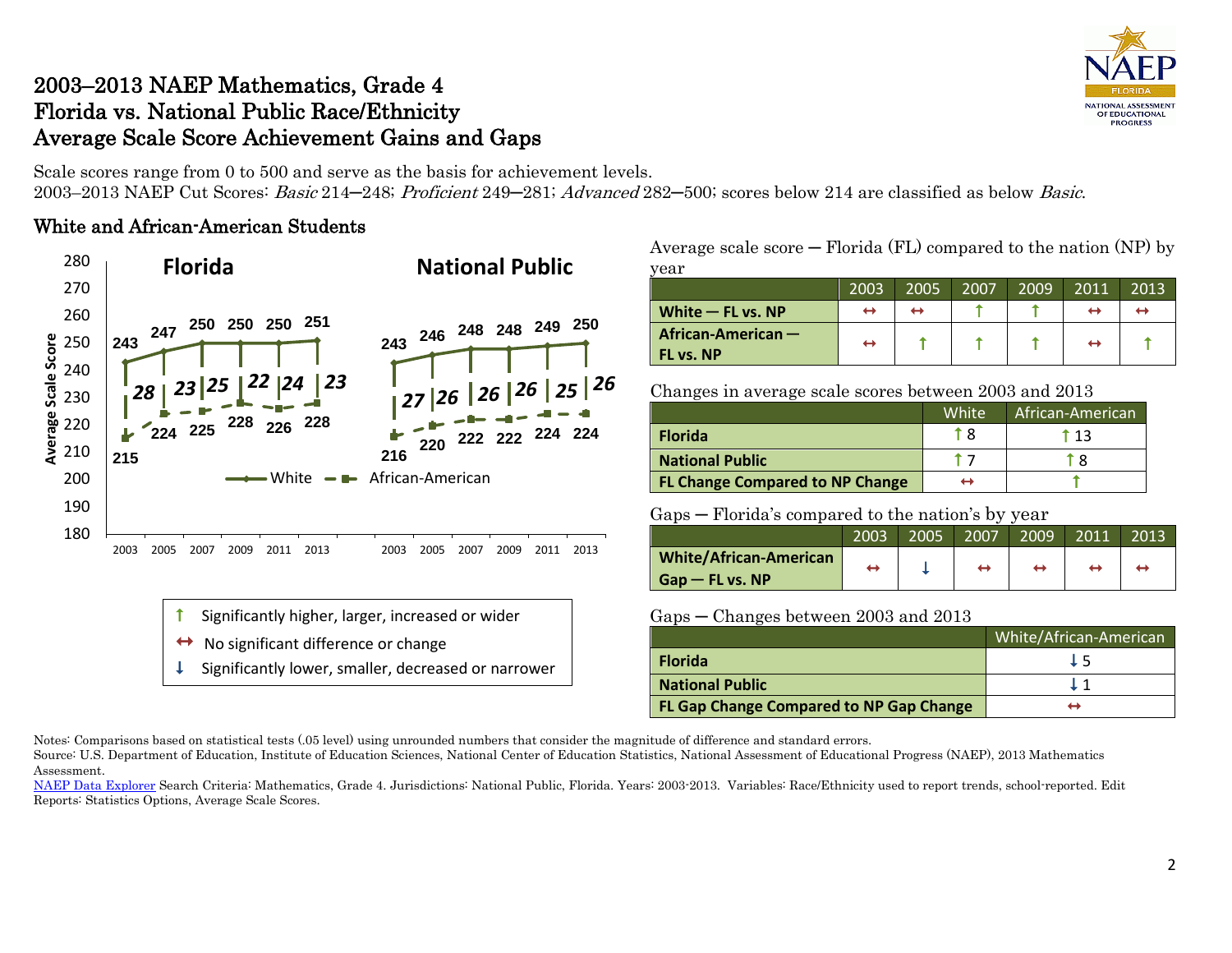# 2003–2013 NAEP Mathematics, Grade 4
# Florida vs. National Public Race/Ethnicity
# Average Scale Score Achievement Gains and Gaps

Scale scores range from 0 to 500 and serve as the basis for achievement levels.
2003–2013 NAEP Cut Scores: *Basic* 214–248; *Proficient* 249–281; *Advanced* 282–500; scores below 214 are classified as below *Basic*.

## White and African-American Students

**Florida**

| Year | White | African-American | Gap |
|---|---|---|---|
| 2003 | 243 | 215 | 28 |
| 2005 | 247 | 224 | 23 |
| 2007 | 250 | 225 | 25 |
| 2009 | 250 | 228 | 22 |
| 2011 | 250 | 226 | 24 |
| 2013 | 251 | 228 | 23 |

**National Public**

| Year | White | African-American | Gap |
|---|---|---|---|
| 2003 | 243 | 216 | 27 |
| 2005 | 246 | 220 | 26 |
| 2007 | 248 | 222 | 26 |
| 2009 | 248 | 222 | 26 |
| 2011 | 249 | 224 | 25 |
| 2013 | 250 | 224 | 26 |

↑ Significantly higher, larger, increased or wider
↔ No significant difference or change
↓ Significantly lower, smaller, decreased or narrower

Average scale score — Florida (FL) compared to the nation (NP) by year

| | 2003 | 2005 | 2007 | 2009 | 2011 | 2013 |
|---|---|---|---|---|---|---|
| **White — FL vs. NP** | ↔ | ↔ | ↑ | ↑ | ↔ | ↔ |
| **African-American — FL vs. NP** | ↔ | ↑ | ↑ | ↑ | ↔ | ↑ |

Changes in average scale scores between 2003 and 2013

| | White | African-American |
|---|---|---|
| **Florida** | ↑ 8 | ↑ 13 |
| **National Public** | ↑ 7 | ↑ 8 |
| **FL Change Compared to NP Change** | ↔ | ↑ |

Gaps — Florida's compared to the nation's by year

| | 2003 | 2005 | 2007 | 2009 | 2011 | 2013 |
|---|---|---|---|---|---|---|
| **White/African-American Gap — FL vs. NP** | ↔ | ↓ | ↔ | ↔ | ↔ | ↔ |

Gaps — Changes between 2003 and 2013

| | White/African-American |
|---|---|
| **Florida** | ↓ 5 |
| **National Public** | ↓ 1 |
| **FL Gap Change Compared to NP Gap Change** | ↔ |

Notes: Comparisons based on statistical tests (.05 level) using unrounded numbers that consider the magnitude of difference and standard errors.
Source: U.S. Department of Education, Institute of Education Sciences, National Center of Education Statistics, National Assessment of Educational Progress (NAEP), 2013 Mathematics Assessment.
NAEP Data Explorer Search Criteria: Mathematics, Grade 4. Jurisdictions: National Public, Florida. Years: 2003-2013. Variables: Race/Ethnicity used to report trends, school-reported. Edit Reports: Statistics Options, Average Scale Scores.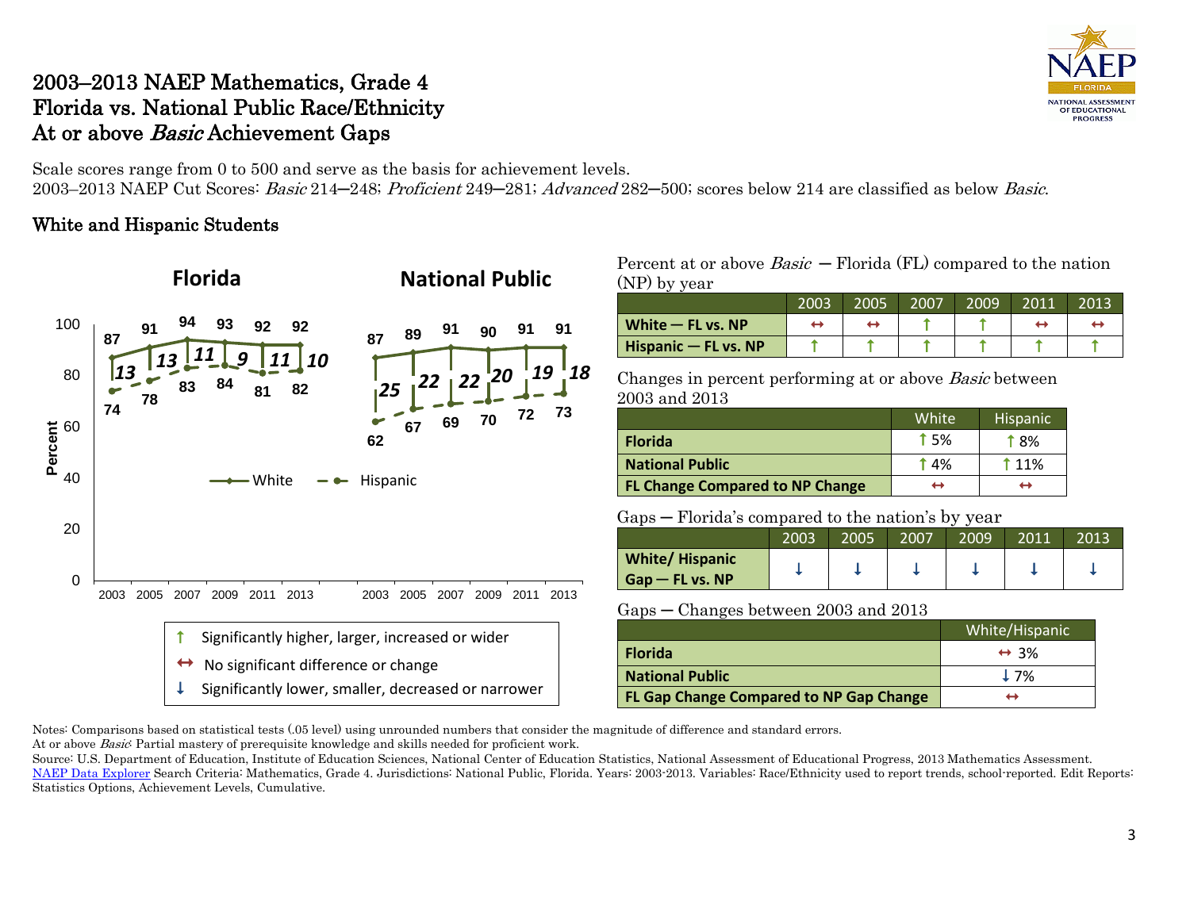# 2003–2013 NAEP Mathematics, Grade 4
# Florida vs. National Public Race/Ethnicity
# At or above *Basic* Achievement Gaps

Scale scores range from 0 to 500 and serve as the basis for achievement levels.
2003–2013 NAEP Cut Scores: *Basic* 214—248; *Proficient* 249—281; *Advanced* 282—500; scores below 214 are classified as below *Basic*.

## White and Hispanic Students

**Florida**

| | 2003 | 2005 | 2007 | 2009 | 2011 | 2013 |
|---|---|---|---|---|---|---|
| White | 87 | 91 | 94 | 93 | 92 | 92 |
| Hispanic | 74 | 78 | 83 | 84 | 81 | 82 |
| Gap | 13 | 13 | 11 | 9 | 11 | 10 |

**National Public**

| | 2003 | 2005 | 2007 | 2009 | 2011 | 2013 |
|---|---|---|---|---|---|---|
| White | 87 | 89 | 91 | 90 | 91 | 91 |
| Hispanic | 62 | 67 | 69 | 70 | 72 | 73 |
| Gap | 25 | 22 | 22 | 20 | 19 | 18 |

↑ Significantly higher, larger, increased or wider
↔ No significant difference or change
↓ Significantly lower, smaller, decreased or narrower

Percent at or above *Basic* — Florida (FL) compared to the nation (NP) by year

| | 2003 | 2005 | 2007 | 2009 | 2011 | 2013 |
|---|---|---|---|---|---|---|
| **White — FL vs. NP** | ↔ | ↔ | ↑ | ↑ | ↔ | ↔ |
| **Hispanic — FL vs. NP** | ↑ | ↑ | ↑ | ↑ | ↑ | ↑ |

Changes in percent performing at or above *Basic* between 2003 and 2013

| | White | Hispanic |
|---|---|---|
| **Florida** | ↑ 5% | ↑ 8% |
| **National Public** | ↑ 4% | ↑ 11% |
| **FL Change Compared to NP Change** | ↔ | ↔ |

Gaps — Florida's compared to the nation's by year

| | 2003 | 2005 | 2007 | 2009 | 2011 | 2013 |
|---|---|---|---|---|---|---|
| **White/ Hispanic Gap — FL vs. NP** | ↓ | ↓ | ↓ | ↓ | ↓ | ↓ |

Gaps — Changes between 2003 and 2013

| | White/Hispanic |
|---|---|
| **Florida** | ↔ 3% |
| **National Public** | ↓ 7% |
| **FL Gap Change Compared to NP Gap Change** | ↔ |

Notes: Comparisons based on statistical tests (.05 level) using unrounded numbers that consider the magnitude of difference and standard errors.
At or above *Basic*: Partial mastery of prerequisite knowledge and skills needed for proficient work.
Source: U.S. Department of Education, Institute of Education Sciences, National Center of Education Statistics, National Assessment of Educational Progress, 2013 Mathematics Assessment.
NAEP Data Explorer Search Criteria: Mathematics, Grade 4. Jurisdictions: National Public, Florida. Years: 2003-2013. Variables: Race/Ethnicity used to report trends, school-reported. Edit Reports: Statistics Options, Achievement Levels, Cumulative.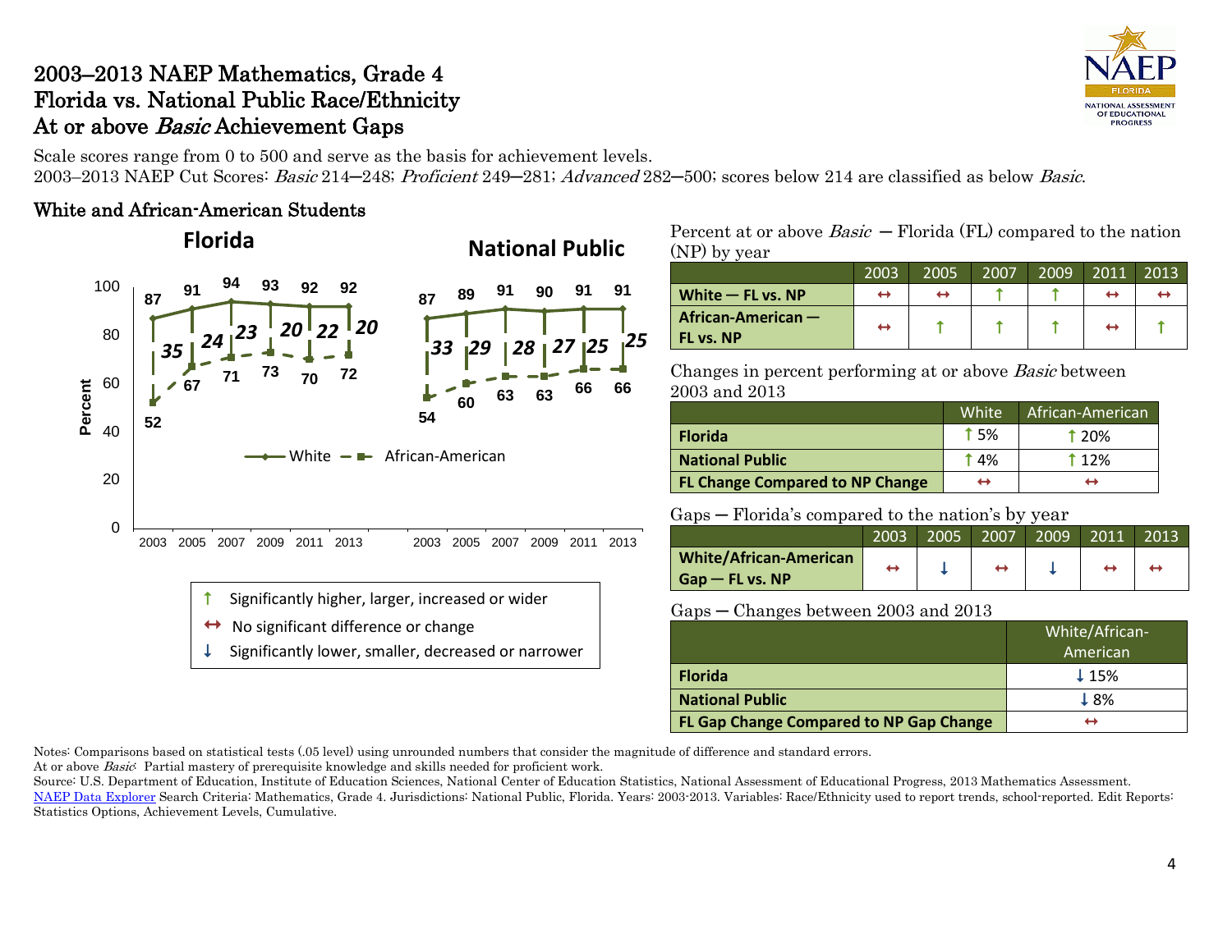# 2003–2013 NAEP Mathematics, Grade 4
# Florida vs. National Public Race/Ethnicity
# At or above *Basic* Achievement Gaps

Scale scores range from 0 to 500 and serve as the basis for achievement levels.
2003–2013 NAEP Cut Scores: *Basic* 214─248; *Proficient* 249─281; *Advanced* 282─500; scores below 214 are classified as below *Basic*.

## White and African-American Students

**Florida**

| | 2003 | 2005 | 2007 | 2009 | 2011 | 2013 |
|---|---|---|---|---|---|---|
| White | 87 | 91 | 94 | 93 | 92 | 92 |
| African-American | 52 | 67 | 71 | 73 | 70 | 72 |
| Gap | 35 | 24 | 23 | 20 | 22 | 20 |

**National Public**

| | 2003 | 2005 | 2007 | 2009 | 2011 | 2013 |
|---|---|---|---|---|---|---|
| White | 87 | 89 | 91 | 90 | 91 | 91 |
| African-American | 54 | 60 | 63 | 63 | 66 | 66 |
| Gap | 33 | 29 | 28 | 27 | 25 | 25 |

↑ Significantly higher, larger, increased or wider
↔ No significant difference or change
↓ Significantly lower, smaller, decreased or narrower

Percent at or above *Basic* ─ Florida (FL) compared to the nation (NP) by year

| | 2003 | 2005 | 2007 | 2009 | 2011 | 2013 |
|---|---|---|---|---|---|---|
| **White ─ FL vs. NP** | ↔ | ↔ | ↑ | ↑ | ↔ | ↔ |
| **African-American ─ FL vs. NP** | ↔ | ↑ | ↑ | ↑ | ↔ | ↑ |

Changes in percent performing at or above *Basic* between 2003 and 2013

| | White | African-American |
|---|---|---|
| **Florida** | ↑ 5% | ↑ 20% |
| **National Public** | ↑ 4% | ↑ 12% |
| **FL Change Compared to NP Change** | ↔ | ↔ |

Gaps ─ Florida's compared to the nation's by year

| | 2003 | 2005 | 2007 | 2009 | 2011 | 2013 |
|---|---|---|---|---|---|---|
| **White/African-American Gap ─ FL vs. NP** | ↔ | ↓ | ↔ | ↓ | ↔ | ↔ |

Gaps ─ Changes between 2003 and 2013

| | White/African-American |
|---|---|
| **Florida** | ↓ 15% |
| **National Public** | ↓ 8% |
| **FL Gap Change Compared to NP Gap Change** | ↔ |

Notes: Comparisons based on statistical tests (.05 level) using unrounded numbers that consider the magnitude of difference and standard errors.
At or above *Basic*: Partial mastery of prerequisite knowledge and skills needed for proficient work.
Source: U.S. Department of Education, Institute of Education Sciences, National Center of Education Statistics, National Assessment of Educational Progress, 2013 Mathematics Assessment. NAEP Data Explorer Search Criteria: Mathematics, Grade 4. Jurisdictions: National Public, Florida. Years: 2003-2013. Variables: Race/Ethnicity used to report trends, school-reported. Edit Reports: Statistics Options, Achievement Levels, Cumulative.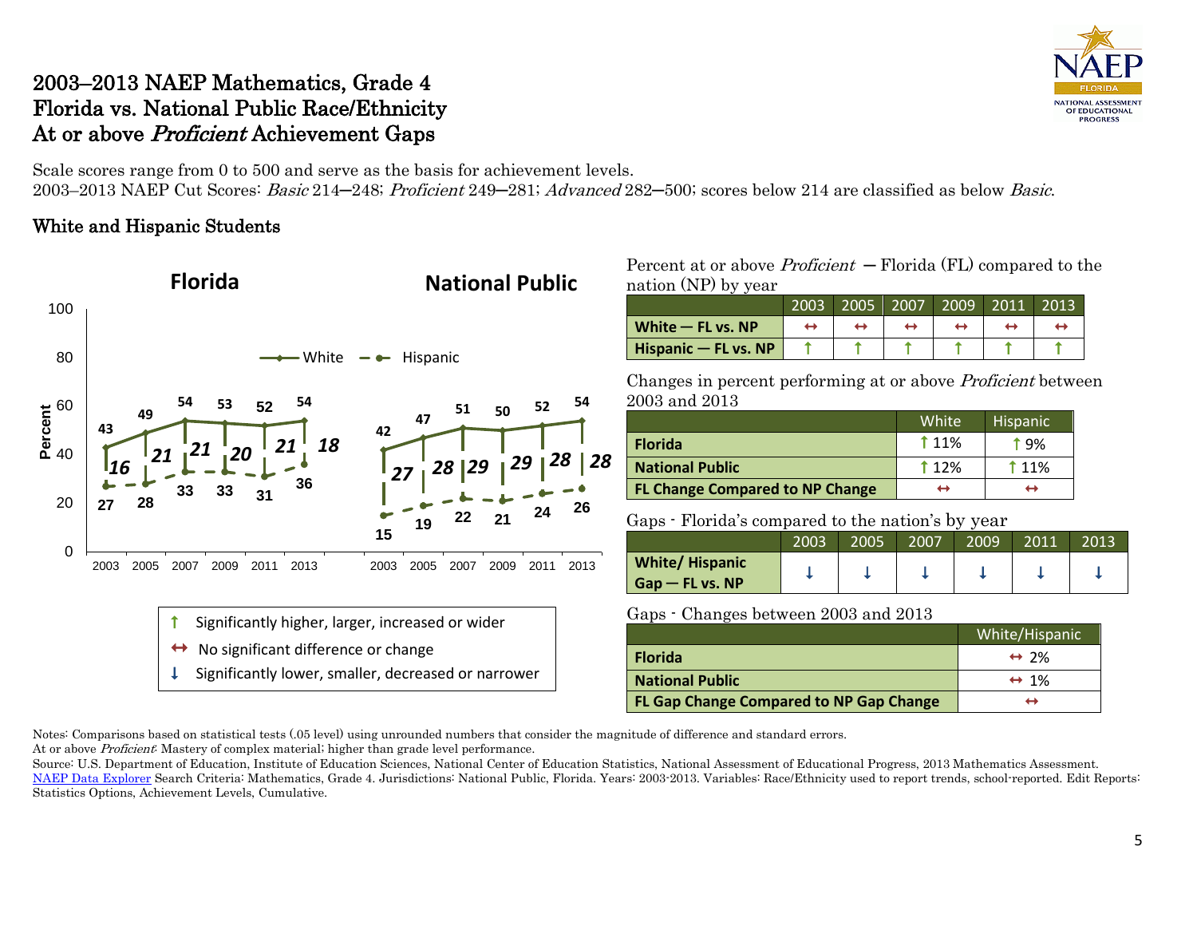# 2003–2013 NAEP Mathematics, Grade 4
# Florida vs. National Public Race/Ethnicity
# At or above *Proficient* Achievement Gaps

Scale scores range from 0 to 500 and serve as the basis for achievement levels.
2003–2013 NAEP Cut Scores: *Basic* 214–248; *Proficient* 249–281; *Advanced* 282–500; scores below 214 are classified as below *Basic*.

## White and Hispanic Students

**Florida**

| Year | White | Hispanic | Gap |
|---|---|---|---|
| 2003 | 43 | 27 | 16 |
| 2005 | 49 | 28 | 21 |
| 2007 | 54 | 33 | 21 |
| 2009 | 53 | 33 | 20 |
| 2011 | 52 | 31 | 21 |
| 2013 | 54 | 36 | 18 |

**National Public**

| Year | White | Hispanic | Gap |
|---|---|---|---|
| 2003 | 42 | 15 | 27 |
| 2005 | 47 | 19 | 28 |
| 2007 | 51 | 22 | 29 |
| 2009 | 50 | 21 | 29 |
| 2011 | 52 | 24 | 28 |
| 2013 | 54 | 26 | 28 |

↑ Significantly higher, larger, increased or wider
↔ No significant difference or change
↓ Significantly lower, smaller, decreased or narrower

Percent at or above *Proficient* — Florida (FL) compared to the nation (NP) by year

| | 2003 | 2005 | 2007 | 2009 | 2011 | 2013 |
|---|---|---|---|---|---|---|
| **White — FL vs. NP** | ↔ | ↔ | ↔ | ↔ | ↔ | ↔ |
| **Hispanic — FL vs. NP** | ↑ | ↑ | ↑ | ↑ | ↑ | ↑ |

Changes in percent performing at or above *Proficient* between 2003 and 2013

| | White | Hispanic |
|---|---|---|
| **Florida** | ↑ 11% | ↑ 9% |
| **National Public** | ↑ 12% | ↑ 11% |
| **FL Change Compared to NP Change** | ↔ | ↔ |

Gaps - Florida's compared to the nation's by year

| | 2003 | 2005 | 2007 | 2009 | 2011 | 2013 |
|---|---|---|---|---|---|---|
| **White/ Hispanic Gap — FL vs. NP** | ↓ | ↓ | ↓ | ↓ | ↓ | ↓ |

Gaps - Changes between 2003 and 2013

| | White/Hispanic |
|---|---|
| **Florida** | ↔ 2% |
| **National Public** | ↔ 1% |
| **FL Gap Change Compared to NP Gap Change** | ↔ |

Notes: Comparisons based on statistical tests (.05 level) using unrounded numbers that consider the magnitude of difference and standard errors.
At or above *Proficient*: Mastery of complex material; higher than grade level performance.
Source: U.S. Department of Education, Institute of Education Sciences, National Center of Education Statistics, National Assessment of Educational Progress, 2013 Mathematics Assessment. NAEP Data Explorer Search Criteria: Mathematics, Grade 4. Jurisdictions: National Public, Florida. Years: 2003-2013. Variables: Race/Ethnicity used to report trends, school-reported. Edit Reports: Statistics Options, Achievement Levels, Cumulative.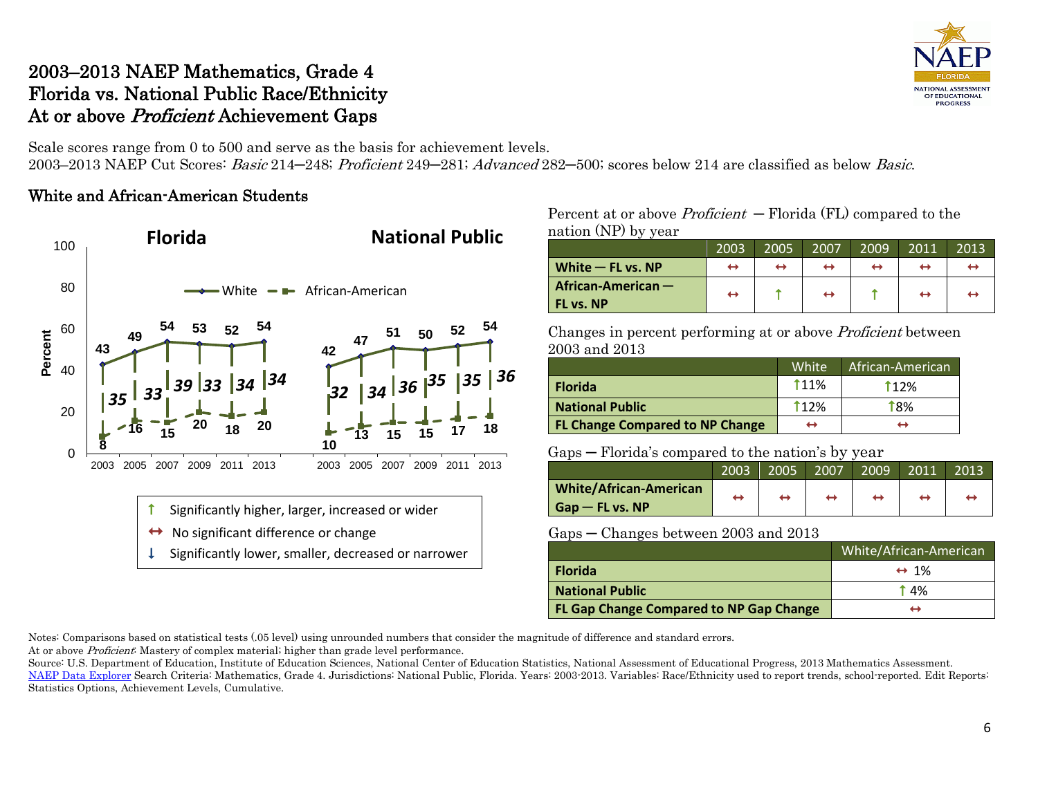# 2003–2013 NAEP Mathematics, Grade 4
# Florida vs. National Public Race/Ethnicity
# At or above *Proficient* Achievement Gaps

Scale scores range from 0 to 500 and serve as the basis for achievement levels.
2003–2013 NAEP Cut Scores: *Basic* 214─248; *Proficient* 249─281; *Advanced* 282─500; scores below 214 are classified as below *Basic*.

## White and African-American Students

Florida

National Public

White — African-American

Percent

100
80
60
40
20
0

Florida: 2003 2005 2007 2009 2011 2013

White: 43 49 54 53 52 54

Gap: 35 33 39 33 34 34

African-American: 8 16 15 20 18 20

National Public: 2003 2005 2007 2009 2011 2013

White: 42 47 51 50 52 54

Gap: 32 34 36 35 35 36

African-American: 10 13 15 15 17 18

↑ Significantly higher, larger, increased or wider
↔ No significant difference or change
↓ Significantly lower, smaller, decreased or narrower

Percent at or above *Proficient* ─ Florida (FL) compared to the nation (NP) by year

| | 2003 | 2005 | 2007 | 2009 | 2011 | 2013 |
|---|---|---|---|---|---|---|
| **White ─ FL vs. NP** | ↔ | ↔ | ↔ | ↔ | ↔ | ↔ |
| **African-American ─ FL vs. NP** | ↔ | ↑ | ↔ | ↑ | ↔ | ↔ |

Changes in percent performing at or above *Proficient* between 2003 and 2013

| | White | African-American |
|---|---|---|
| **Florida** | ↑11% | ↑12% |
| **National Public** | ↑12% | ↑8% |
| **FL Change Compared to NP Change** | ↔ | ↔ |

Gaps ─ Florida's compared to the nation's by year

| | 2003 | 2005 | 2007 | 2009 | 2011 | 2013 |
|---|---|---|---|---|---|---|
| **White/African-American Gap ─ FL vs. NP** | ↔ | ↔ | ↔ | ↔ | ↔ | ↔ |

Gaps ─ Changes between 2003 and 2013

| | White/African-American |
|---|---|
| **Florida** | ↔ 1% |
| **National Public** | ↑ 4% |
| **FL Gap Change Compared to NP Gap Change** | ↔ |

Notes: Comparisons based on statistical tests (.05 level) using unrounded numbers that consider the magnitude of difference and standard errors.
At or above *Proficient*: Mastery of complex material; higher than grade level performance.
Source: U.S. Department of Education, Institute of Education Sciences, National Center of Education Statistics, National Assessment of Educational Progress, 2013 Mathematics Assessment.
NAEP Data Explorer Search Criteria: Mathematics, Grade 4. Jurisdictions: National Public, Florida. Years: 2003-2013. Variables: Race/Ethnicity used to report trends, school-reported. Edit Reports: Statistics Options, Achievement Levels, Cumulative.